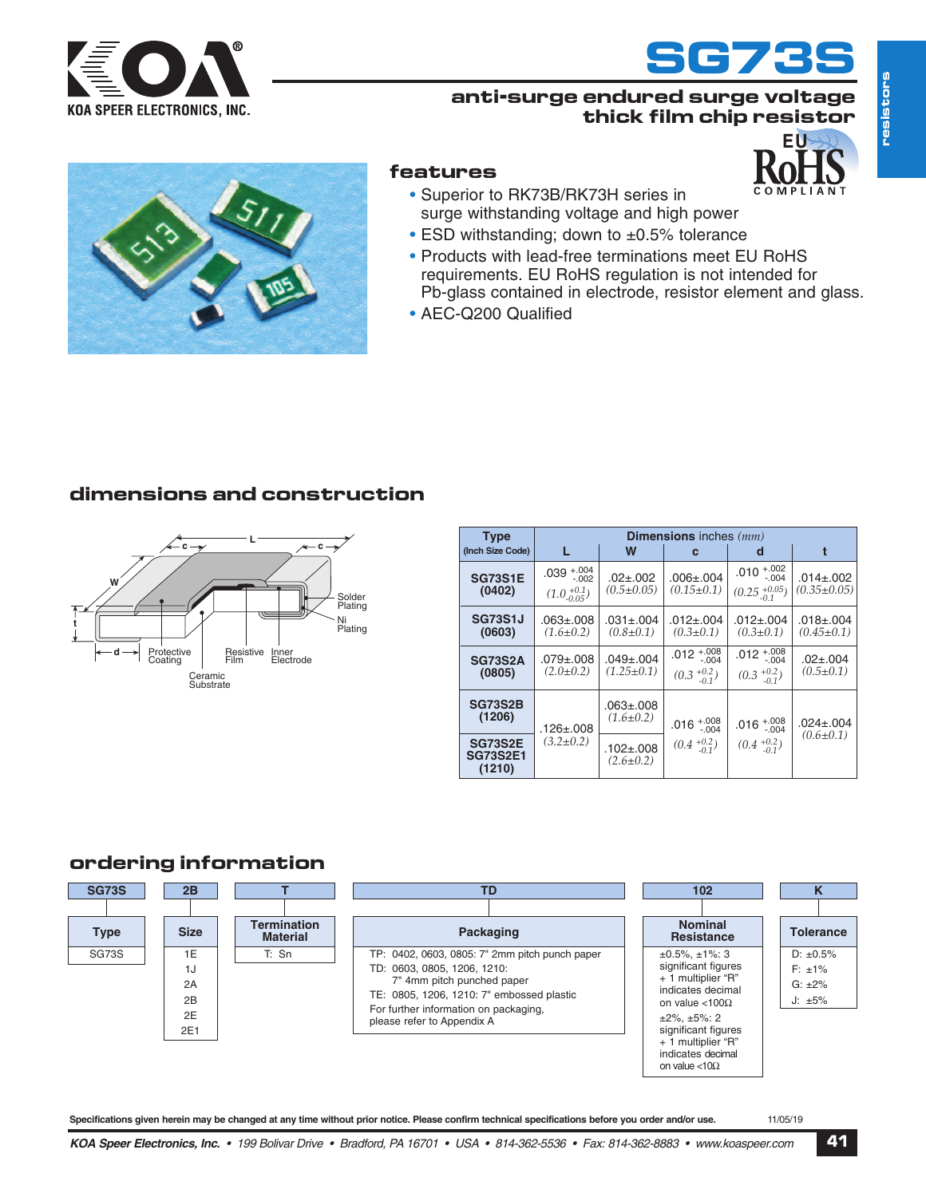# SG73S

## anti-surge endured surge voltage thick film chip resistor

### features

- Superior to RK73B/RK73H series in surge withstanding voltage and high power
- ESD withstanding; down to ±0.5% tolerance
- Products with lead-free terminations meet EU RoHS requirements. EU RoHS regulation is not intended for Pb-glass contained in electrode, resistor element and glass.
- AEC-Q200 Qualified

### dimensions and construction

Solder Plating
Ni Plating
Protective Coating
Resistive Film
Inner Electrode
Ceramic Substrate

| Type (Inch Size Code) | Dimensions inches *(mm)* | | | | |
|---|---|---|---|---|---|
| | L | W | c | d | t |
| SG73S1E (0402) | .039 +.004/−.002 *(1.0 +0.1/−0.05)* | .02±.002 *(0.5±0.05)* | .006±.004 *(0.15±0.1)* | .010 +.002/−.004 *(0.25 +0.05/−0.1)* | .014±.002 *(0.35±0.05)* |
| SG73S1J (0603) | .063±.008 *(1.6±0.2)* | .031±.004 *(0.8±0.1)* | .012±.004 *(0.3±0.1)* | .012±.004 *(0.3±0.1)* | .018±.004 *(0.45±0.1)* |
| SG73S2A (0805) | .079±.008 *(2.0±0.2)* | .049±.004 *(1.25±0.1)* | .012 +.008/−.004 *(0.3 +0.2/−0.1)* | .012 +.008/−.004 *(0.3 +0.2/−0.1)* | .02±.004 *(0.5±0.1)* |
| SG73S2B (1206) | .126±.008 *(3.2±0.2)* | .063±.008 *(1.6±0.2)* | .016 +.008/−.004 *(0.4 +0.2/−0.1)* | .016 +.008/−.004 *(0.4 +0.2/−0.1)* | .024±.004 *(0.6±0.1)* |
| SG73S2E SG73S2E1 (1210) | .126±.008 *(3.2±0.2)* | .102±.008 *(2.6±0.2)* | .016 +.008/−.004 *(0.4 +0.2/−0.1)* | .016 +.008/−.004 *(0.4 +0.2/−0.1)* | .024±.004 *(0.6±0.1)* |

### ordering information

| SG73S | 2B | T | TD | 102 | K |
|---|---|---|---|---|---|
| **Type** | **Size** | **Termination Material** | **Packaging** | **Nominal Resistance** | **Tolerance** |
| SG73S | 1E<br>1J<br>2A<br>2B<br>2E<br>2E1 | T: Sn | TP: 0402, 0603, 0805: 7" 2mm pitch punch paper<br>TD: 0603, 0805, 1206, 1210: 7" 4mm pitch punched paper<br>TE: 0805, 1206, 1210: 7" embossed plastic<br>For further information on packaging, please refer to Appendix A | ±0.5%, ±1%: 3 significant figures + 1 multiplier "R" indicates decimal on value <100Ω<br>±2%, ±5%: 2 significant figures + 1 multiplier "R" indicates decimal on value <10Ω | D: ±0.5%<br>F: ±1%<br>G: ±2%<br>J: ±5% |

**Specifications given herein may be changed at any time without prior notice. Please confirm technical specifications before you order and/or use.** 11/05/19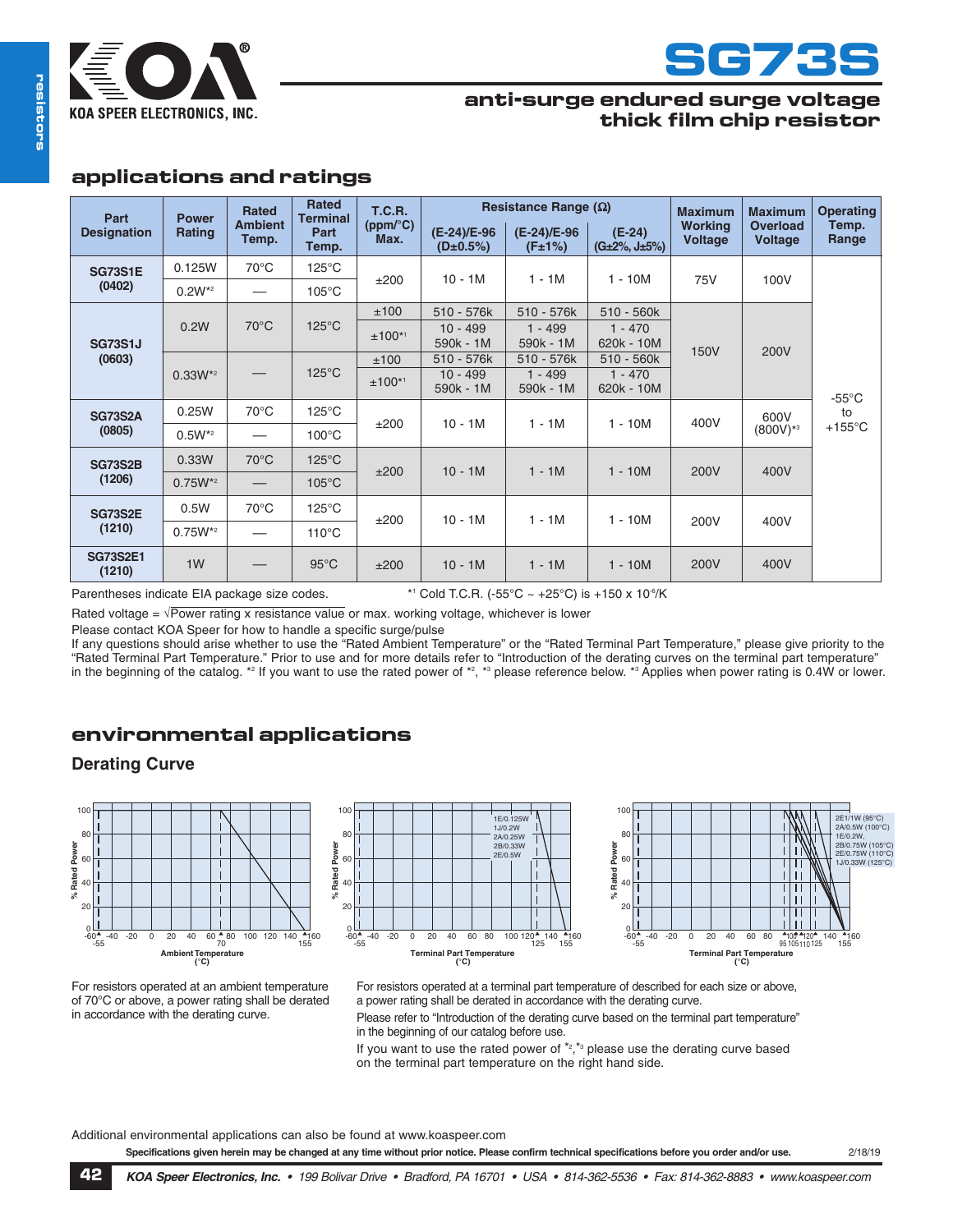# SG73S

## anti-surge endured surge voltage thick film chip resistor

## applications and ratings

| Part Designation | Power Rating | Rated Ambient Temp. | Rated Terminal Part Temp. | T.C.R. (ppm/°C) Max. | Resistance Range (Ω) | | | Maximum Working Voltage | Maximum Overload Voltage | Operating Temp. Range |
|---|---|---|---|---|---|---|---|---|---|---|
| | | | | | (E-24)/E-96 (D±0.5%) | (E-24)/E-96 (F±1%) | (E-24) (G±2%, J±5%) | | | |
| SG73S1E (0402) | 0.125W | 70°C | 125°C | ±200 | 10 - 1M | 1 - 1M | 1 - 10M | 75V | 100V | -55°C to +155°C |
| | 0.2W*2 | — | 105°C | | | | | | | |
| SG73S1J (0603) | 0.2W | 70°C | 125°C | ±100 | 510 - 576k | 510 - 576k | 510 - 560k | 150V | 200V | |
| | | | | ±100*1 | 10 - 499<br>590k - 1M | 1 - 499<br>590k - 1M | 1 - 470<br>620k - 10M | | | |
| | 0.33W*2 | — | 125°C | ±100 | 510 - 576k | 510 - 576k | 510 - 560k | | | |
| | | | | ±100*1 | 10 - 499<br>590k - 1M | 1 - 499<br>590k - 1M | 1 - 470<br>620k - 10M | | | |
| SG73S2A (0805) | 0.25W | 70°C | 125°C | ±200 | 10 - 1M | 1 - 1M | 1 - 10M | 400V | 600V (800V)*3 | |
| | 0.5W*2 | — | 100°C | | | | | | | |
| SG73S2B (1206) | 0.33W | 70°C | 125°C | ±200 | 10 - 1M | 1 - 1M | 1 - 10M | 200V | 400V | |
| | 0.75W*2 | — | 105°C | | | | | | | |
| SG73S2E (1210) | 0.5W | 70°C | 125°C | ±200 | 10 - 1M | 1 - 1M | 1 - 10M | 200V | 400V | |
| | 0.75W*2 | — | 110°C | | | | | | | |
| SG73S2E1 (1210) | 1W | — | 95°C | ±200 | 10 - 1M | 1 - 1M | 1 - 10M | 200V | 400V | |

Parentheses indicate EIA package size codes.

*1 Cold T.C.R. (-55°C ~ +25°C) is +150 x $10^{-6}$/K

Rated voltage = $\sqrt{\text{Power rating x resistance value}}$ or max. working voltage, whichever is lower

Please contact KOA Speer for how to handle a specific surge/pulse

If any questions should arise whether to use the "Rated Ambient Temperature" or the "Rated Terminal Part Temperature," please give priority to the "Rated Terminal Part Temperature." Prior to use and for more details refer to "Introduction of the derating curves on the terminal part temperature" in the beginning of the catalog. *2 If you want to use the rated power of *2, *3 please reference below. *3 Applies when power rating is 0.4W or lower.

## environmental applications

### Derating Curve

For resistors operated at an ambient temperature of 70°C or above, a power rating shall be derated in accordance with the derating curve.

For resistors operated at a terminal part temperature of described for each size or above, a power rating shall be derated in accordance with the derating curve.

Please refer to "Introduction of the derating curve based on the terminal part temperature" in the beginning of our catalog before use.

If you want to use the rated power of *2,*3 please use the derating curve based on the terminal part temperature on the right hand side.

Additional environmental applications can also be found at www.koaspeer.com

**Specifications given herein may be changed at any time without prior notice. Please confirm technical specifications before you order and/or use.** 2/18/19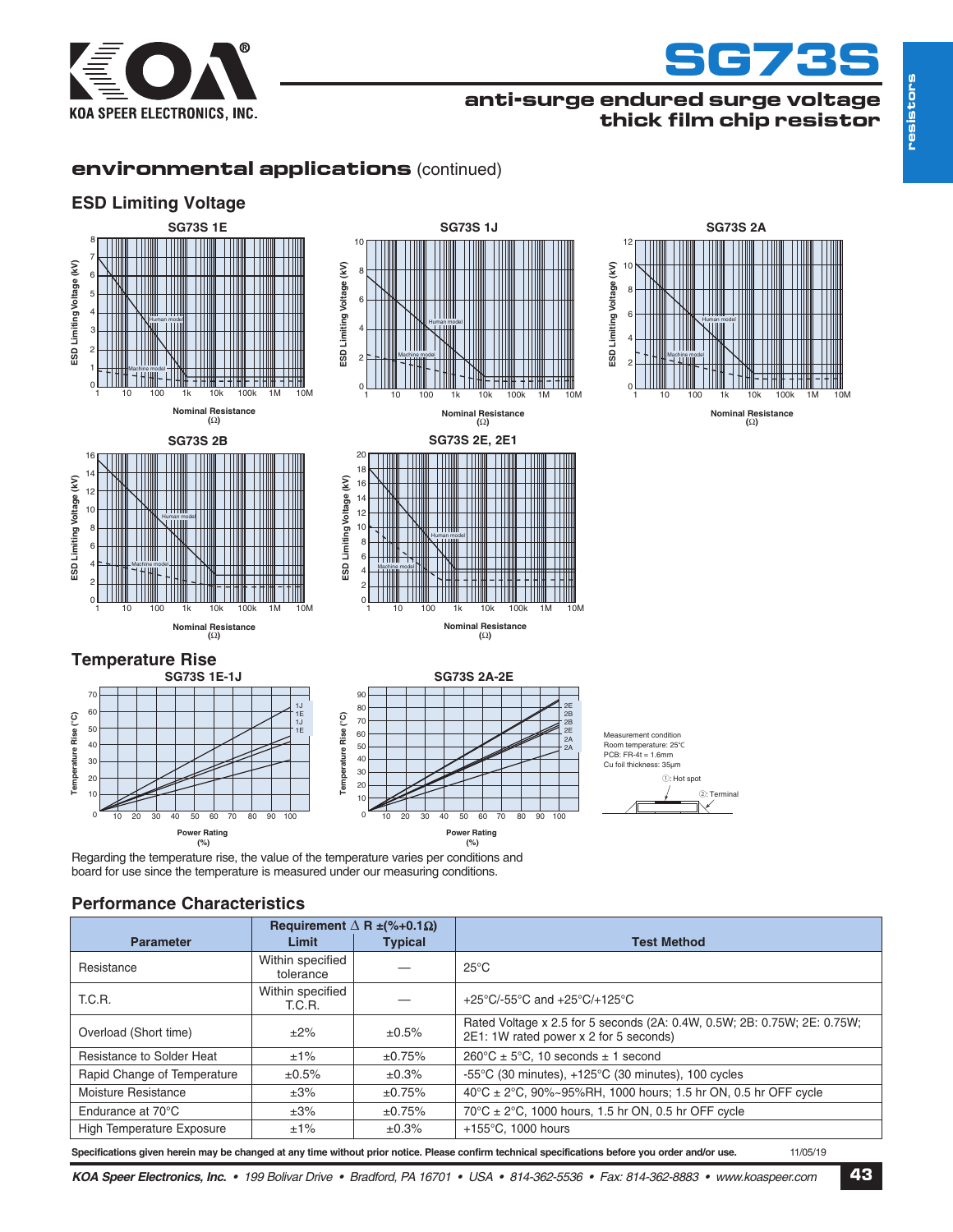# SG73S

## anti-surge endured surge voltage thick film chip resistor

## environmental applications (continued)

### ESD Limiting Voltage

SG73S 1E

ESD Limiting Voltage (kV)

0 1 2 3 4 5 6 7 8

Human model

Machine model

1 10 100 1k 10k 100k 1M 10M

Nominal Resistance (Ω)

SG73S 1J

ESD Limiting Voltage (kV)

0 2 4 6 8 10

Human model

Machine model

1 10 100 1k 10k 100k 1M 10M

Nominal Resistance (Ω)

SG73S 2A

ESD Limiting Voltage (kV)

0 2 4 6 8 10 12

Human model

Machine model

1 10 100 1k 10k 100k 1M 10M

Nominal Resistance (Ω)

SG73S 2B

ESD Limiting Voltage (kV)

0 2 4 6 8 10 12 14 16

Human model

Machine model

1 10 100 1k 10k 100k 1M 10M

Nominal Resistance (Ω)

SG73S 2E, 2E1

ESD Limiting Voltage (kV)

0 2 4 6 8 10 12 14 16 18 20

Human model

Machine model

1 10 100 1k 10k 100k 1M 10M

Nominal Resistance (Ω)

### Temperature Rise

SG73S 1E-1J

Temperature Rise (°C)

0 10 20 30 40 50 60 70

1J 1E 1J 1E

10 20 30 40 50 60 70 80 90 100

Power Rating (%)

SG73S 2A-2E

Temperature Rise (°C)

0 10 20 30 40 50 60 70 80 90

2E 2B 2B 2E 2A 2A

10 20 30 40 50 60 70 80 90 100

Power Rating (%)

Measurement condition
Room temperature: 25°C
PCB: FR-4t = 1.6mm
Cu foil thickness: 35μm

①: Hot spot
②: Terminal

Regarding the temperature rise, the value of the temperature varies per conditions and board for use since the temperature is measured under our measuring conditions.

### Performance Characteristics

| Parameter | Requirement Δ R ±(%+0.1Ω) Limit | Typical | Test Method |
|---|---|---|---|
| Resistance | Within specified tolerance | — | 25°C |
| T.C.R. | Within specified T.C.R. | — | +25°C/-55°C and +25°C/+125°C |
| Overload (Short time) | ±2% | ±0.5% | Rated Voltage x 2.5 for 5 seconds (2A: 0.4W, 0.5W; 2B: 0.75W; 2E: 0.75W; 2E1: 1W rated power x 2 for 5 seconds) |
| Resistance to Solder Heat | ±1% | ±0.75% | 260°C ± 5°C, 10 seconds ± 1 second |
| Rapid Change of Temperature | ±0.5% | ±0.3% | -55°C (30 minutes), +125°C (30 minutes), 100 cycles |
| Moisture Resistance | ±3% | ±0.75% | 40°C ± 2°C, 90%~95%RH, 1000 hours; 1.5 hr ON, 0.5 hr OFF cycle |
| Endurance at 70°C | ±3% | ±0.75% | 70°C ± 2°C, 1000 hours, 1.5 hr ON, 0.5 hr OFF cycle |
| High Temperature Exposure | ±1% | ±0.3% | +155°C, 1000 hours |

**Specifications given herein may be changed at any time without prior notice. Please confirm technical specifications before you order and/or use.** 11/05/19